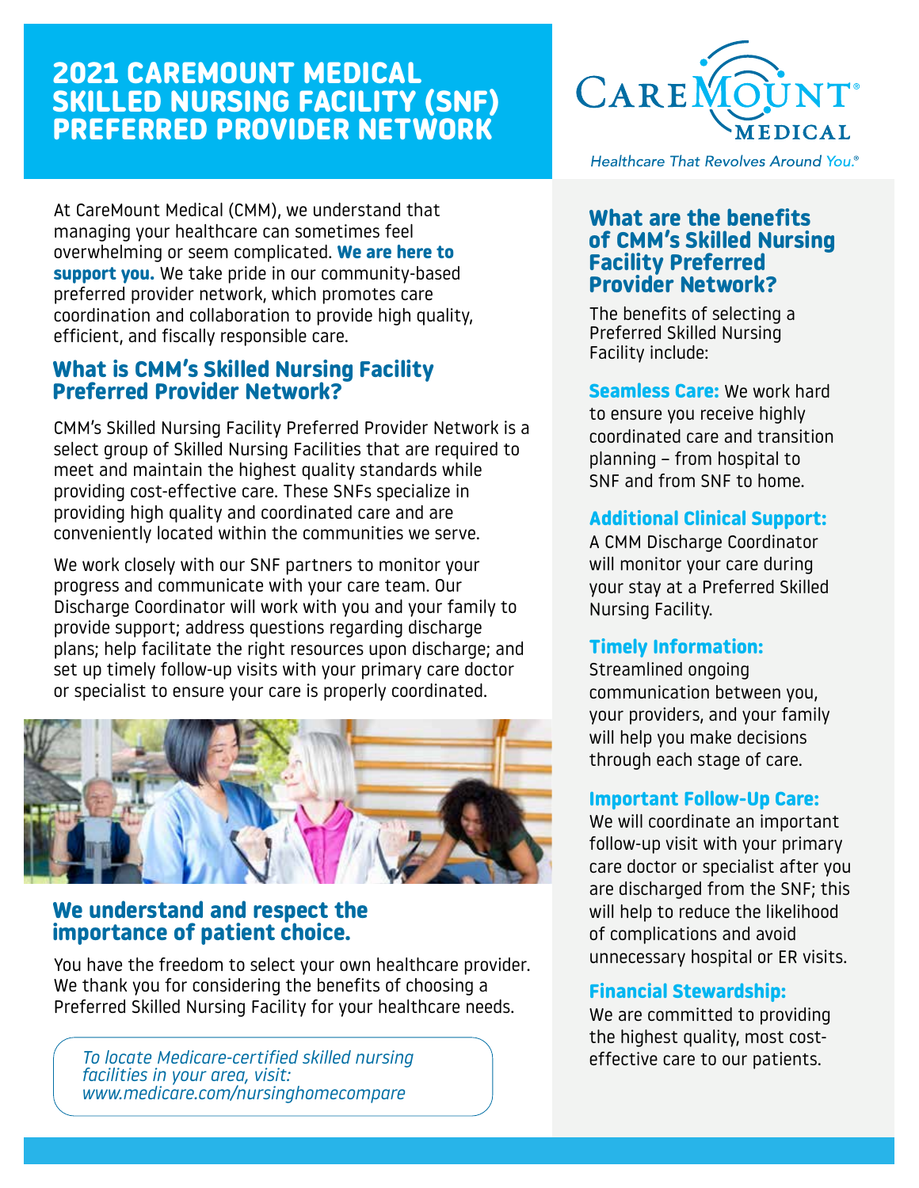# 2021 CAREMOUNT MEDICAL SKILLED NURSING FACILITY (SNF) PREFERRED PROVIDER NETWORK

CareMount Medical®

*Healthcare That Revolves Around You.®*

At CareMount Medical (CMM), we understand that managing your healthcare can sometimes feel overwhelming or seem complicated. **We are here to support you.** We take pride in our community-based preferred provider network, which promotes care coordination and collaboration to provide high quality, efficient, and fiscally responsible care.

## What is CMM's Skilled Nursing Facility Preferred Provider Network?

CMM's Skilled Nursing Facility Preferred Provider Network is a select group of Skilled Nursing Facilities that are required to meet and maintain the highest quality standards while providing cost-effective care. These SNFs specialize in providing high quality and coordinated care and are conveniently located within the communities we serve.

We work closely with our SNF partners to monitor your progress and communicate with your care team. Our Discharge Coordinator will work with you and your family to provide support; address questions regarding discharge plans; help facilitate the right resources upon discharge; and set up timely follow-up visits with your primary care doctor or specialist to ensure your care is properly coordinated.

## We understand and respect the importance of patient choice.

You have the freedom to select your own healthcare provider. We thank you for considering the benefits of choosing a Preferred Skilled Nursing Facility for your healthcare needs.

*To locate Medicare-certified skilled nursing facilities in your area, visit: www.medicare.com/nursinghomecompare*

## What are the benefits of CMM's Skilled Nursing Facility Preferred Provider Network?

The benefits of selecting a Preferred Skilled Nursing Facility include:

**Seamless Care:** We work hard to ensure you receive highly coordinated care and transition planning – from hospital to SNF and from SNF to home.

**Additional Clinical Support:** A CMM Discharge Coordinator will monitor your care during your stay at a Preferred Skilled Nursing Facility.

**Timely Information:** Streamlined ongoing communication between you, your providers, and your family will help you make decisions through each stage of care.

**Important Follow-Up Care:** We will coordinate an important follow-up visit with your primary care doctor or specialist after you are discharged from the SNF; this will help to reduce the likelihood of complications and avoid unnecessary hospital or ER visits.

**Financial Stewardship:** We are committed to providing the highest quality, most cost-effective care to our patients.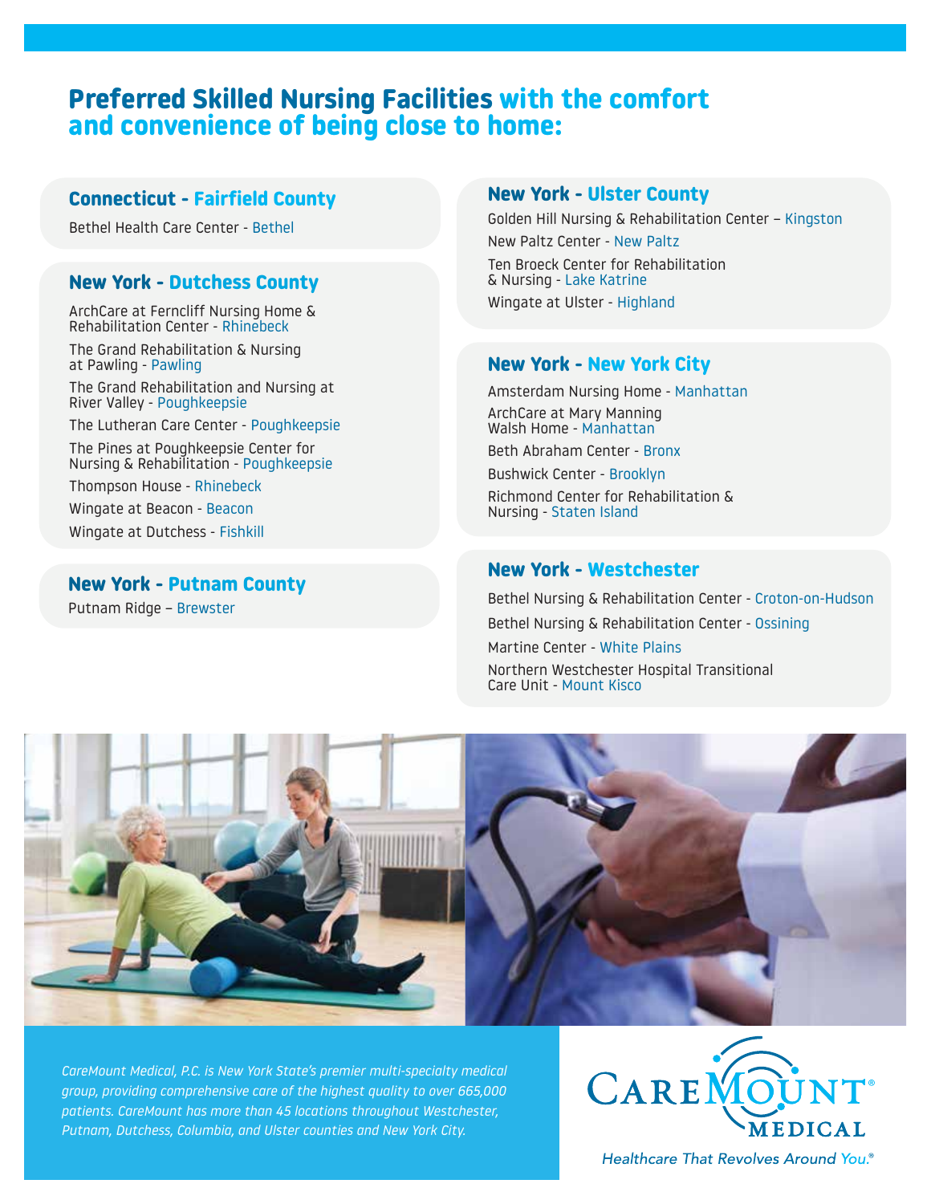# Preferred Skilled Nursing Facilities with the comfort and convenience of being close to home:

## Connecticut - Fairfield County

Bethel Health Care Center - Bethel

## New York - Dutchess County

ArchCare at Ferncliff Nursing Home & Rehabilitation Center - Rhinebeck

The Grand Rehabilitation & Nursing at Pawling - Pawling

The Grand Rehabilitation and Nursing at River Valley - Poughkeepsie

The Lutheran Care Center - Poughkeepsie

The Pines at Poughkeepsie Center for Nursing & Rehabilitation - Poughkeepsie

Thompson House - Rhinebeck

Wingate at Beacon - Beacon

Wingate at Dutchess - Fishkill

## New York - Putnam County

Putnam Ridge – Brewster

## New York - Ulster County

Golden Hill Nursing & Rehabilitation Center – Kingston

New Paltz Center - New Paltz

Ten Broeck Center for Rehabilitation & Nursing - Lake Katrine

Wingate at Ulster - Highland

## New York - New York City

Amsterdam Nursing Home - Manhattan

ArchCare at Mary Manning Walsh Home - Manhattan

Beth Abraham Center - Bronx

Bushwick Center - Brooklyn

Richmond Center for Rehabilitation & Nursing - Staten Island

## New York - Westchester

Bethel Nursing & Rehabilitation Center - Croton-on-Hudson

Bethel Nursing & Rehabilitation Center - Ossining

Martine Center - White Plains

Northern Westchester Hospital Transitional Care Unit - Mount Kisco

*CareMount Medical, P.C. is New York State's premier multi-specialty medical group, providing comprehensive care of the highest quality to over 665,000 patients. CareMount has more than 45 locations throughout Westchester, Putnam, Dutchess, Columbia, and Ulster counties and New York City.*

CareMount® Medical

*Healthcare That Revolves Around You.®*